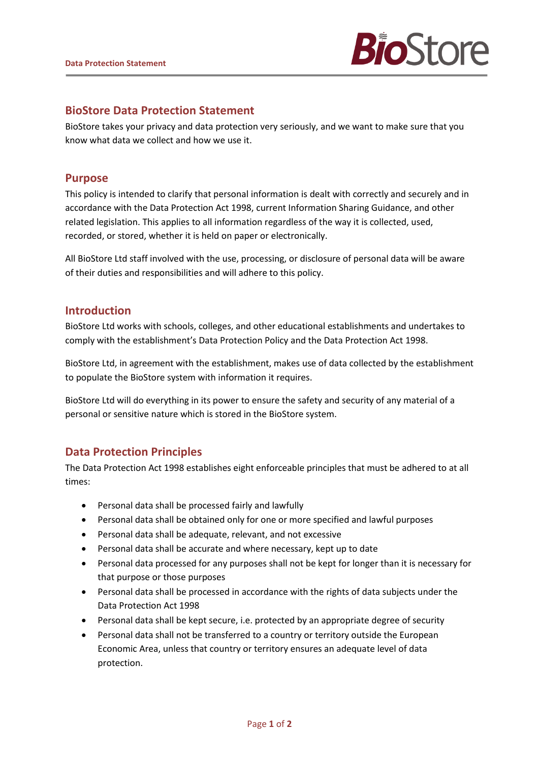# BioStore Data Protection Statement

BioStore takes your privacy and data protection very seriously, and we want to make sure that you know what data we collect and how we use it.

## Purpose

This policy is intended to clarify that personal information is dealt with correctly and securely and in accordance with the Data Protection Act 1998, current Information Sharing Guidance, and other related legislation. This applies to all information regardless of the way it is collected, used, recorded, or stored, whether it is held on paper or electronically.

All BioStore Ltd staff involved with the use, processing, or disclosure of personal data will be aware of their duties and responsibilities and will adhere to this policy.

## Introduction

BioStore Ltd works with schools, colleges, and other educational establishments and undertakes to comply with the establishment's Data Protection Policy and the Data Protection Act 1998.

BioStore Ltd, in agreement with the establishment, makes use of data collected by the establishment to populate the BioStore system with information it requires.

BioStore Ltd will do everything in its power to ensure the safety and security of any material of a personal or sensitive nature which is stored in the BioStore system.

## Data Protection Principles

The Data Protection Act 1998 establishes eight enforceable principles that must be adhered to at all times:

- Personal data shall be processed fairly and lawfully
- Personal data shall be obtained only for one or more specified and lawful purposes
- Personal data shall be adequate, relevant, and not excessive
- Personal data shall be accurate and where necessary, kept up to date
- Personal data processed for any purposes shall not be kept for longer than it is necessary for that purpose or those purposes
- Personal data shall be processed in accordance with the rights of data subjects under the Data Protection Act 1998
- Personal data shall be kept secure, i.e. protected by an appropriate degree of security
- Personal data shall not be transferred to a country or territory outside the European Economic Area, unless that country or territory ensures an adequate level of data protection.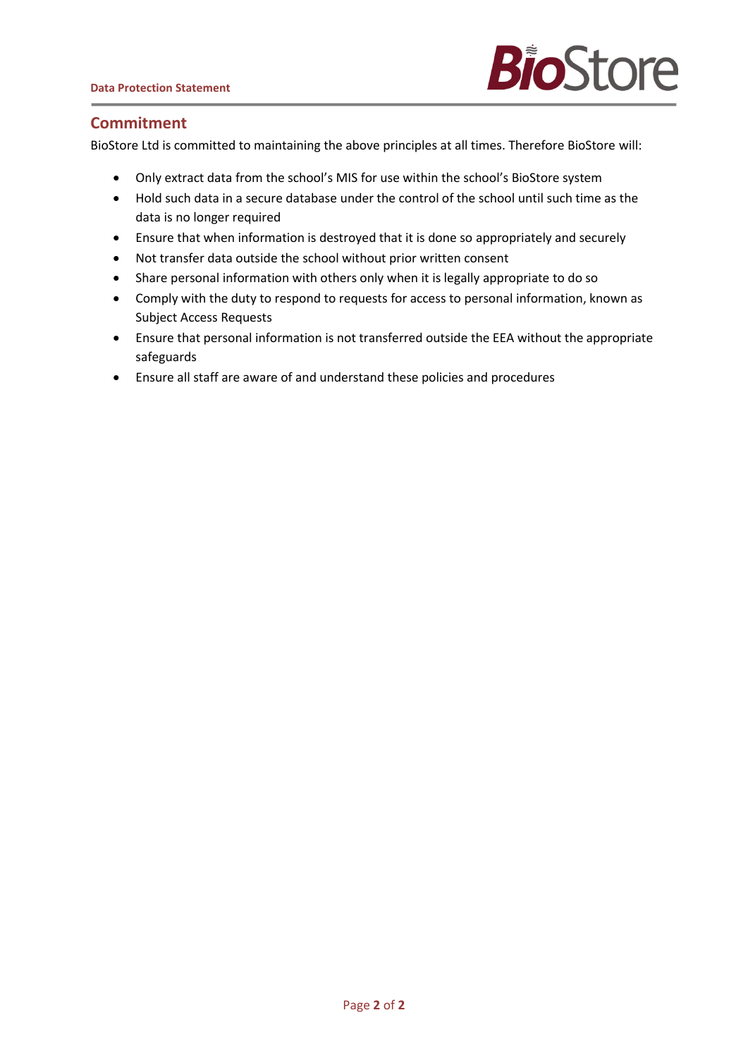## Commitment

BioStore Ltd is committed to maintaining the above principles at all times. Therefore BioStore will:

- Only extract data from the school's MIS for use within the school's BioStore system
- Hold such data in a secure database under the control of the school until such time as the data is no longer required
- Ensure that when information is destroyed that it is done so appropriately and securely
- Not transfer data outside the school without prior written consent
- Share personal information with others only when it is legally appropriate to do so
- Comply with the duty to respond to requests for access to personal information, known as Subject Access Requests
- Ensure that personal information is not transferred outside the EEA without the appropriate safeguards
- Ensure all staff are aware of and understand these policies and procedures